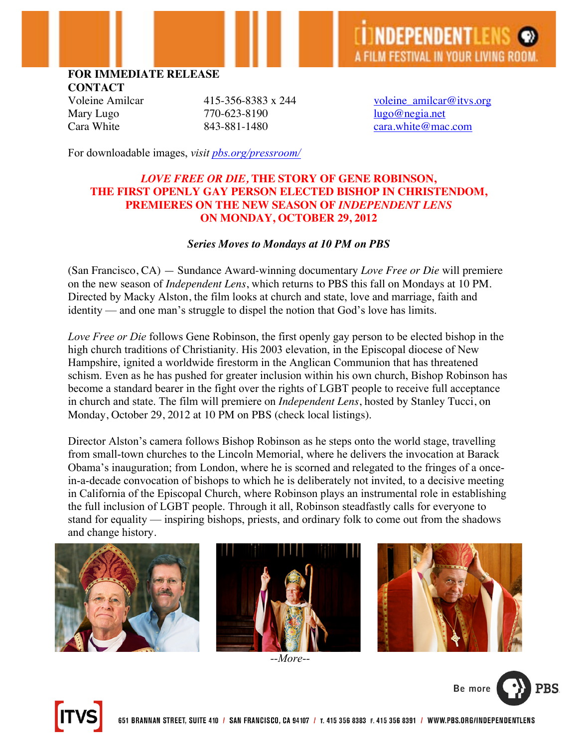**FOR IMMEDIATE RELEASE**
**CONTACT**

| | | |
|---|---|---|
| Voleine Amilcar | 415-356-8383 x 244 | voleine_amilcar@itvs.org |
| Mary Lugo | 770-623-8190 | lugo@negia.net |
| Cara White | 843-881-1480 | cara.white@mac.com |

For downloadable images, *visit pbs.org/pressroom/*

## *LOVE FREE OR DIE,* THE STORY OF GENE ROBINSON, THE FIRST OPENLY GAY PERSON ELECTED BISHOP IN CHRISTENDOM, PREMIERES ON THE NEW SEASON OF *INDEPENDENT LENS* ON MONDAY, OCTOBER 29, 2012

***Series Moves to Mondays at 10 PM on PBS***

(San Francisco, CA) — Sundance Award-winning documentary *Love Free or Die* will premiere on the new season of *Independent Lens*, which returns to PBS this fall on Mondays at 10 PM. Directed by Macky Alston, the film looks at church and state, love and marriage, faith and identity — and one man's struggle to dispel the notion that God's love has limits.

*Love Free or Die* follows Gene Robinson, the first openly gay person to be elected bishop in the high church traditions of Christianity. His 2003 elevation, in the Episcopal diocese of New Hampshire, ignited a worldwide firestorm in the Anglican Communion that has threatened schism. Even as he has pushed for greater inclusion within his own church, Bishop Robinson has become a standard bearer in the fight over the rights of LGBT people to receive full acceptance in church and state. The film will premiere on *Independent Lens*, hosted by Stanley Tucci, on Monday, October 29, 2012 at 10 PM on PBS (check local listings).

Director Alston's camera follows Bishop Robinson as he steps onto the world stage, travelling from small-town churches to the Lincoln Memorial, where he delivers the invocation at Barack Obama's inauguration; from London, where he is scorned and relegated to the fringes of a once-in-a-decade convocation of bishops to which he is deliberately not invited, to a decisive meeting in California of the Episcopal Church, where Robinson plays an instrumental role in establishing the full inclusion of LGBT people. Through it all, Robinson steadfastly calls for everyone to stand for equality — inspiring bishops, priests, and ordinary folk to come out from the shadows and change history.

*--More--*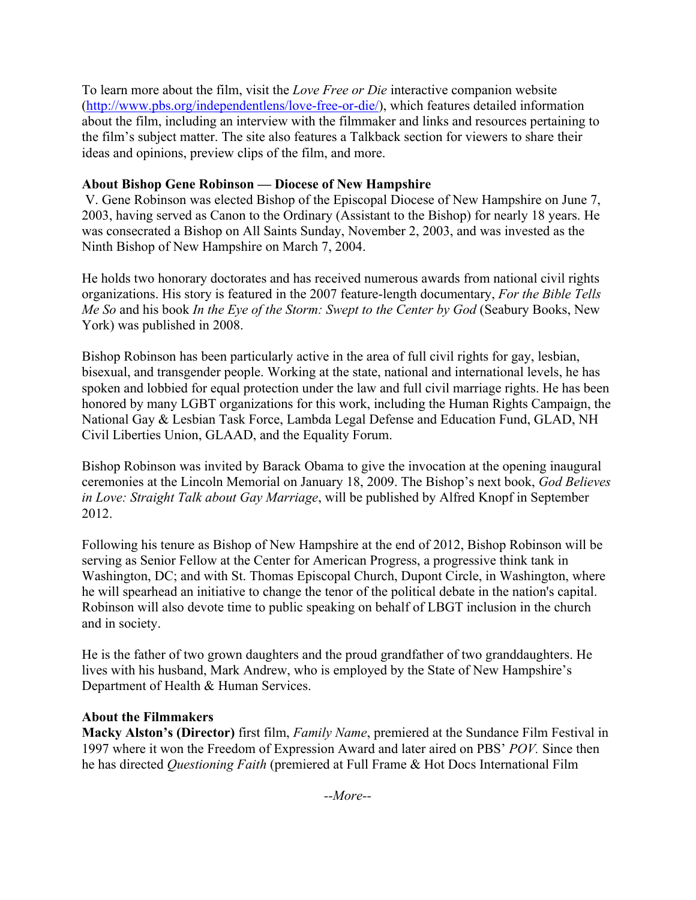To learn more about the film, visit the *Love Free or Die* interactive companion website ([http://www.pbs.org/independentlens/love-free-or-die/](http://www.pbs.org/independentlens/love-free-or-die/)), which features detailed information about the film, including an interview with the filmmaker and links and resources pertaining to the film's subject matter. The site also features a Talkback section for viewers to share their ideas and opinions, preview clips of the film, and more.

**About Bishop Gene Robinson — Diocese of New Hampshire**

V. Gene Robinson was elected Bishop of the Episcopal Diocese of New Hampshire on June 7, 2003, having served as Canon to the Ordinary (Assistant to the Bishop) for nearly 18 years. He was consecrated a Bishop on All Saints Sunday, November 2, 2003, and was invested as the Ninth Bishop of New Hampshire on March 7, 2004.

He holds two honorary doctorates and has received numerous awards from national civil rights organizations. His story is featured in the 2007 feature-length documentary, *For the Bible Tells Me So* and his book *In the Eye of the Storm: Swept to the Center by God* (Seabury Books, New York) was published in 2008.

Bishop Robinson has been particularly active in the area of full civil rights for gay, lesbian, bisexual, and transgender people. Working at the state, national and international levels, he has spoken and lobbied for equal protection under the law and full civil marriage rights. He has been honored by many LGBT organizations for this work, including the Human Rights Campaign, the National Gay & Lesbian Task Force, Lambda Legal Defense and Education Fund, GLAD, NH Civil Liberties Union, GLAAD, and the Equality Forum.

Bishop Robinson was invited by Barack Obama to give the invocation at the opening inaugural ceremonies at the Lincoln Memorial on January 18, 2009. The Bishop's next book, *God Believes in Love: Straight Talk about Gay Marriage*, will be published by Alfred Knopf in September 2012.

Following his tenure as Bishop of New Hampshire at the end of 2012, Bishop Robinson will be serving as Senior Fellow at the Center for American Progress, a progressive think tank in Washington, DC; and with St. Thomas Episcopal Church, Dupont Circle, in Washington, where he will spearhead an initiative to change the tenor of the political debate in the nation's capital. Robinson will also devote time to public speaking on behalf of LBGT inclusion in the church and in society.

He is the father of two grown daughters and the proud grandfather of two granddaughters. He lives with his husband, Mark Andrew, who is employed by the State of New Hampshire's Department of Health & Human Services.

**About the Filmmakers**

**Macky Alston's (Director)** first film, *Family Name*, premiered at the Sundance Film Festival in 1997 where it won the Freedom of Expression Award and later aired on PBS' *POV.* Since then he has directed *Questioning Faith* (premiered at Full Frame & Hot Docs International Film

*--More--*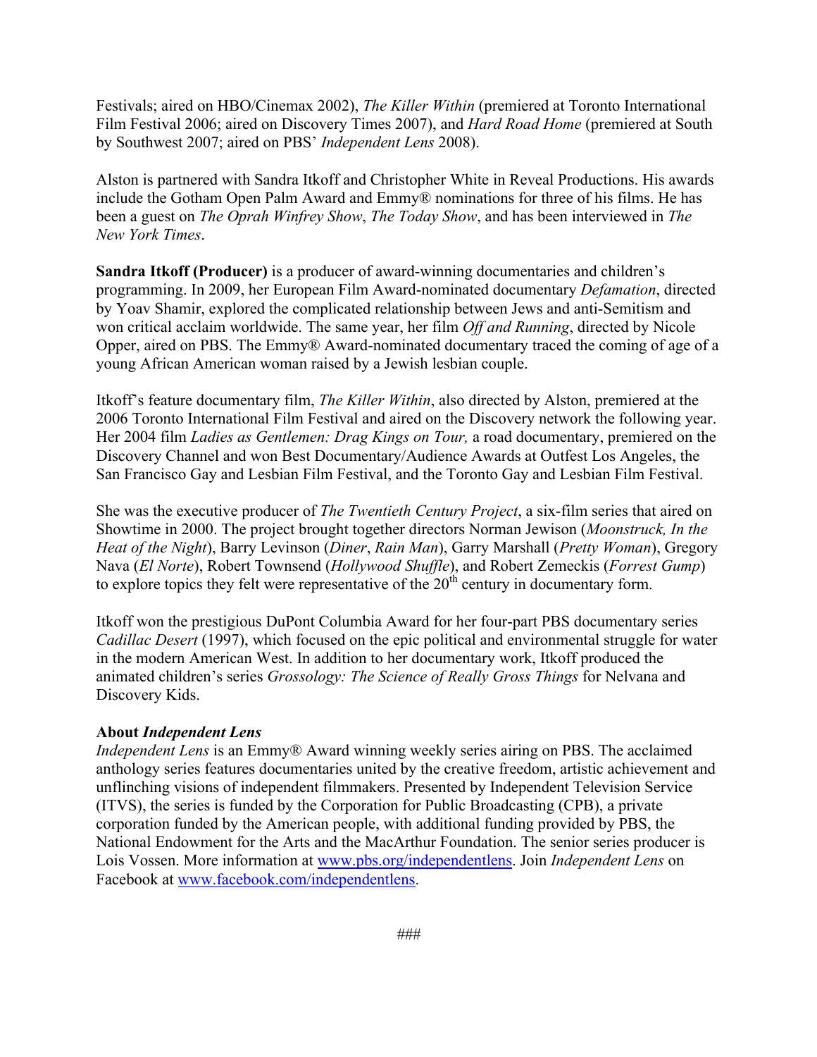Festivals; aired on HBO/Cinemax 2002), *The Killer Within* (premiered at Toronto International Film Festival 2006; aired on Discovery Times 2007), and *Hard Road Home* (premiered at South by Southwest 2007; aired on PBS' *Independent Lens* 2008).

Alston is partnered with Sandra Itkoff and Christopher White in Reveal Productions. His awards include the Gotham Open Palm Award and Emmy® nominations for three of his films. He has been a guest on *The Oprah Winfrey Show*, *The Today Show*, and has been interviewed in *The New York Times*.

**Sandra Itkoff (Producer)** is a producer of award-winning documentaries and children's programming. In 2009, her European Film Award-nominated documentary *Defamation*, directed by Yoav Shamir, explored the complicated relationship between Jews and anti-Semitism and won critical acclaim worldwide. The same year, her film *Off and Running*, directed by Nicole Opper, aired on PBS. The Emmy® Award-nominated documentary traced the coming of age of a young African American woman raised by a Jewish lesbian couple.

Itkoff's feature documentary film, *The Killer Within*, also directed by Alston, premiered at the 2006 Toronto International Film Festival and aired on the Discovery network the following year. Her 2004 film *Ladies as Gentlemen: Drag Kings on Tour,* a road documentary, premiered on the Discovery Channel and won Best Documentary/Audience Awards at Outfest Los Angeles, the San Francisco Gay and Lesbian Film Festival, and the Toronto Gay and Lesbian Film Festival.

She was the executive producer of *The Twentieth Century Project*, a six-film series that aired on Showtime in 2000. The project brought together directors Norman Jewison (*Moonstruck, In the Heat of the Night*), Barry Levinson (*Diner*, *Rain Man*), Garry Marshall (*Pretty Woman*), Gregory Nava (*El Norte*), Robert Townsend (*Hollywood Shuffle*), and Robert Zemeckis (*Forrest Gump*) to explore topics they felt were representative of the 20th century in documentary form.

Itkoff won the prestigious DuPont Columbia Award for her four-part PBS documentary series *Cadillac Desert* (1997), which focused on the epic political and environmental struggle for water in the modern American West. In addition to her documentary work, Itkoff produced the animated children's series *Grossology: The Science of Really Gross Things* for Nelvana and Discovery Kids.

**About *Independent Lens***

*Independent Lens* is an Emmy® Award winning weekly series airing on PBS. The acclaimed anthology series features documentaries united by the creative freedom, artistic achievement and unflinching visions of independent filmmakers. Presented by Independent Television Service (ITVS), the series is funded by the Corporation for Public Broadcasting (CPB), a private corporation funded by the American people, with additional funding provided by PBS, the National Endowment for the Arts and the MacArthur Foundation. The senior series producer is Lois Vossen. More information at www.pbs.org/independentlens. Join *Independent Lens* on Facebook at www.facebook.com/independentlens.

###